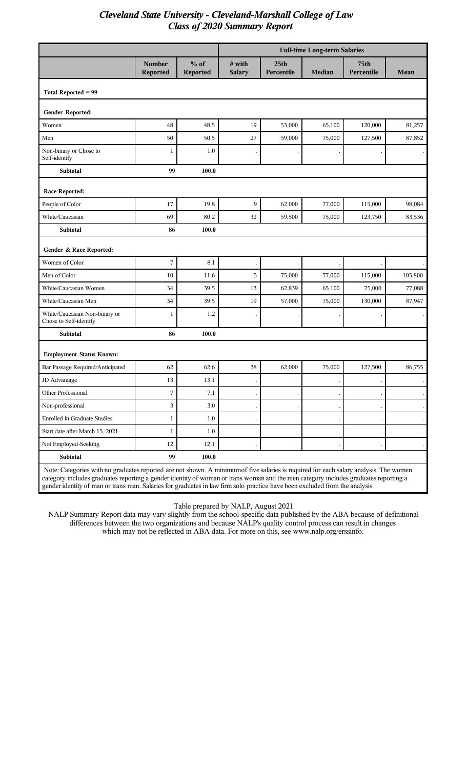# *Cleveland State University - Cleveland-Marshall College of Law*
## *Class of 2020 Summary Report*

| | Number Reported | % of Reported | Full-time Long-term Salaries | | | | |
|---|---|---|---|---|---|---|---|
| | | | # with Salary | 25th Percentile | Median | 75th Percentile | Mean |
| **Total Reported = 99** | | | | | | | |
| **Gender Reported:** | | | | | | | |
| Women | 48 | 48.5 | 19 | 53,000 | 65,100 | 120,000 | 81,257 |
| Men | 50 | 50.5 | 27 | 59,000 | 75,000 | 127,500 | 87,852 |
| Non-binary or Chose to Self-identify | 1 | 1.0 | . | . | . | . | . |
| **Subtotal** | **99** | **100.0** | | | | | |
| **Race Reported:** | | | | | | | |
| People of Color | 17 | 19.8 | 9 | 62,000 | 77,000 | 115,000 | 98,084 |
| White/Caucasian | 69 | 80.2 | 32 | 59,500 | 75,000 | 123,750 | 83,536 |
| **Subtotal** | **86** | **100.0** | | | | | |
| **Gender & Race Reported:** | | | | | | | |
| Women of Color | 7 | 8.1 | . | . | . | . | . |
| Men of Color | 10 | 11.6 | 5 | 75,000 | 77,000 | 115,000 | 105,800 |
| White/Caucasian Women | 34 | 39.5 | 13 | 62,839 | 65,100 | 75,000 | 77,088 |
| White/Caucasian Men | 34 | 39.5 | 19 | 57,000 | 75,000 | 130,000 | 87,947 |
| White/Caucasian Non-binary or Chose to Self-identify | 1 | 1.2 | . | . | . | . | . |
| **Subtotal** | **86** | **100.0** | | | | | |
| **Employment Status Known:** | | | | | | | |
| Bar Passage Required/Anticipated | 62 | 62.6 | 38 | 62,000 | 75,000 | 127,500 | 86,755 |
| JD Advantage | 13 | 13.1 | . | . | . | . | . |
| Other Professional | 7 | 7.1 | . | . | . | . | . |
| Non-professional | 3 | 3.0 | . | . | . | . | . |
| Enrolled in Graduate Studies | 1 | 1.0 | . | . | . | . | . |
| Start date after March 15, 2021 | 1 | 1.0 | . | . | . | . | . |
| Not Employed-Seeking | 12 | 12.1 | . | . | . | . | . |
| **Subtotal** | **99** | **100.0** | | | | | |

Note: Categories with no graduates reported are not shown. A minimum of five salaries is required for each salary analysis. The women category includes graduates reporting a gender identity of woman or trans woman and the men category includes graduates reporting a gender identity of man or trans man. Salaries for graduates in law firm solo practice have been excluded from the analysis.

Table prepared by NALP, August 2021

NALP Summary Report data may vary slightly from the school-specific data published by the ABA because of definitional differences between the two organizations and because NALP's quality control process can result in changes which may not be reflected in ABA data. For more on this, see www.nalp.org/erssinfo.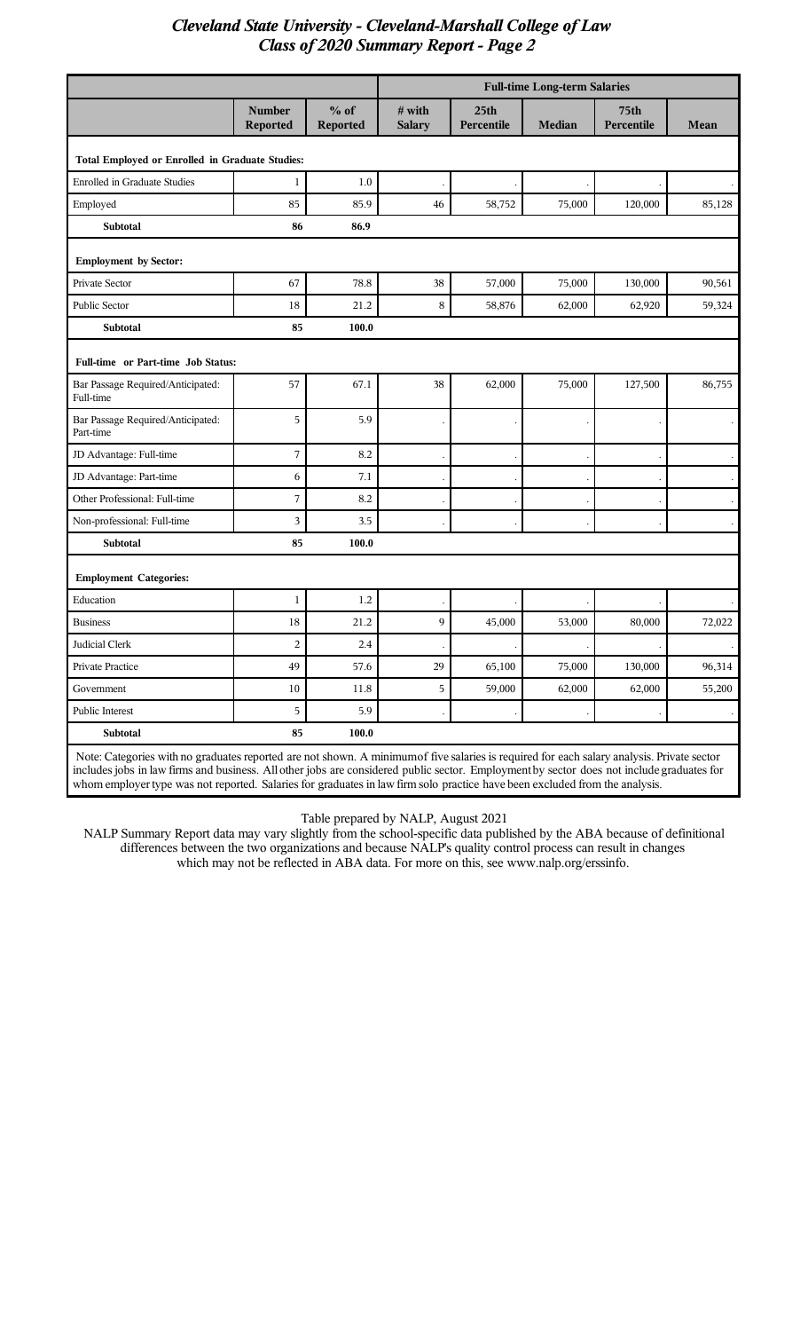# Cleveland State University - Cleveland-Marshall College of Law
## Class of 2020 Summary Report - Page 2

| | | | Full-time Long-term Salaries | | | | |
|---|---|---|---|---|---|---|---|
| | Number Reported | % of Reported | # with Salary | 25th Percentile | Median | 75th Percentile | Mean |
| **Total Employed or Enrolled in Graduate Studies:** | | | | | | | |
| Enrolled in Graduate Studies | 1 | 1.0 | . | . | . | . | . |
| Employed | 85 | 85.9 | 46 | 58,752 | 75,000 | 120,000 | 85,128 |
| **Subtotal** | **86** | **86.9** | | | | | |
| **Employment by Sector:** | | | | | | | |
| Private Sector | 67 | 78.8 | 38 | 57,000 | 75,000 | 130,000 | 90,561 |
| Public Sector | 18 | 21.2 | 8 | 58,876 | 62,000 | 62,920 | 59,324 |
| **Subtotal** | **85** | **100.0** | | | | | |
| **Full-time or Part-time Job Status:** | | | | | | | |
| Bar Passage Required/Anticipated: Full-time | 57 | 67.1 | 38 | 62,000 | 75,000 | 127,500 | 86,755 |
| Bar Passage Required/Anticipated: Part-time | 5 | 5.9 | . | . | . | . | . |
| JD Advantage: Full-time | 7 | 8.2 | . | . | . | . | . |
| JD Advantage: Part-time | 6 | 7.1 | . | . | . | . | . |
| Other Professional: Full-time | 7 | 8.2 | . | . | . | . | . |
| Non-professional: Full-time | 3 | 3.5 | . | . | . | . | . |
| **Subtotal** | **85** | **100.0** | | | | | |
| **Employment Categories:** | | | | | | | |
| Education | 1 | 1.2 | . | . | . | . | . |
| Business | 18 | 21.2 | 9 | 45,000 | 53,000 | 80,000 | 72,022 |
| Judicial Clerk | 2 | 2.4 | . | . | . | . | . |
| Private Practice | 49 | 57.6 | 29 | 65,100 | 75,000 | 130,000 | 96,314 |
| Government | 10 | 11.8 | 5 | 59,000 | 62,000 | 62,000 | 55,200 |
| Public Interest | 5 | 5.9 | . | . | . | . | . |
| **Subtotal** | **85** | **100.0** | | | | | |

Note: Categories with no graduates reported are not shown. A minimum of five salaries is required for each salary analysis. Private sector includes jobs in law firms and business. All other jobs are considered public sector. Employment by sector does not include graduates for whom employer type was not reported. Salaries for graduates in law firm solo practice have been excluded from the analysis.

Table prepared by NALP, August 2021

NALP Summary Report data may vary slightly from the school-specific data published by the ABA because of definitional differences between the two organizations and because NALP's quality control process can result in changes which may not be reflected in ABA data. For more on this, see www.nalp.org/erssinfo.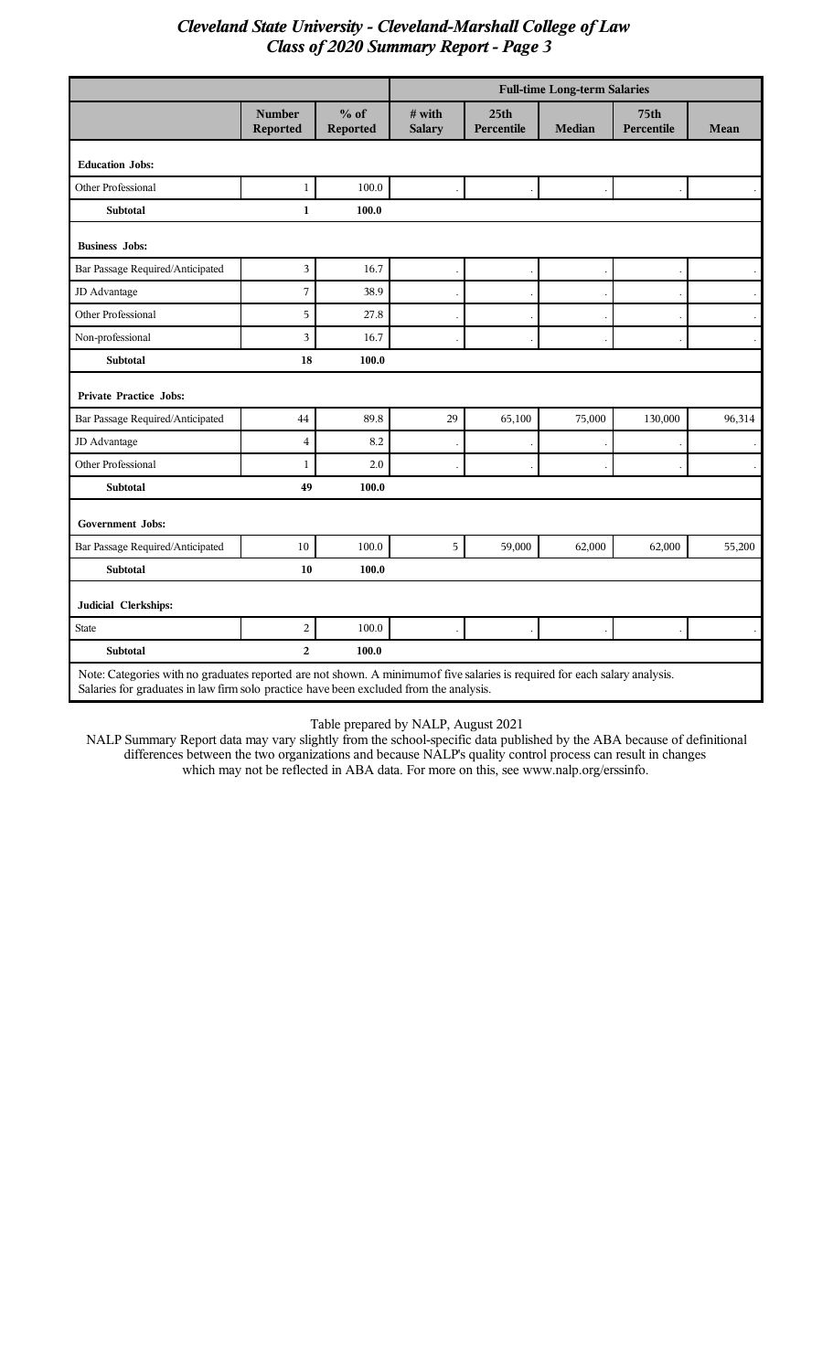# *Cleveland State University - Cleveland-Marshall College of Law*
## *Class of 2020 Summary Report - Page 3*

| | Number Reported | % of Reported | Full-time Long-term Salaries | | | | |
|---|---|---|---|---|---|---|---|
| | | | # with Salary | 25th Percentile | Median | 75th Percentile | Mean |
| **Education Jobs:** | | | | | | | |
| Other Professional | 1 | 100.0 | . | . | . | . | . |
| **Subtotal** | **1** | **100.0** | | | | | |
| **Business Jobs:** | | | | | | | |
| Bar Passage Required/Anticipated | 3 | 16.7 | . | . | . | . | . |
| JD Advantage | 7 | 38.9 | . | . | . | . | . |
| Other Professional | 5 | 27.8 | . | . | . | . | . |
| Non-professional | 3 | 16.7 | . | . | . | . | . |
| **Subtotal** | **18** | **100.0** | | | | | |
| **Private Practice Jobs:** | | | | | | | |
| Bar Passage Required/Anticipated | 44 | 89.8 | 29 | 65,100 | 75,000 | 130,000 | 96,314 |
| JD Advantage | 4 | 8.2 | . | . | . | . | . |
| Other Professional | 1 | 2.0 | . | . | . | . | . |
| **Subtotal** | **49** | **100.0** | | | | | |
| **Government Jobs:** | | | | | | | |
| Bar Passage Required/Anticipated | 10 | 100.0 | 5 | 59,000 | 62,000 | 62,000 | 55,200 |
| **Subtotal** | **10** | **100.0** | | | | | |
| **Judicial Clerkships:** | | | | | | | |
| State | 2 | 100.0 | . | . | . | . | . |
| **Subtotal** | **2** | **100.0** | | | | | |

Note: Categories with no graduates reported are not shown. A minimumof five salaries is required for each salary analysis. Salaries for graduates in law firm solo practice have been excluded from the analysis.

Table prepared by NALP, August 2021

NALP Summary Report data may vary slightly from the school-specific data published by the ABA because of definitional differences between the two organizations and because NALP's quality control process can result in changes which may not be reflected in ABA data. For more on this, see www.nalp.org/erssinfo.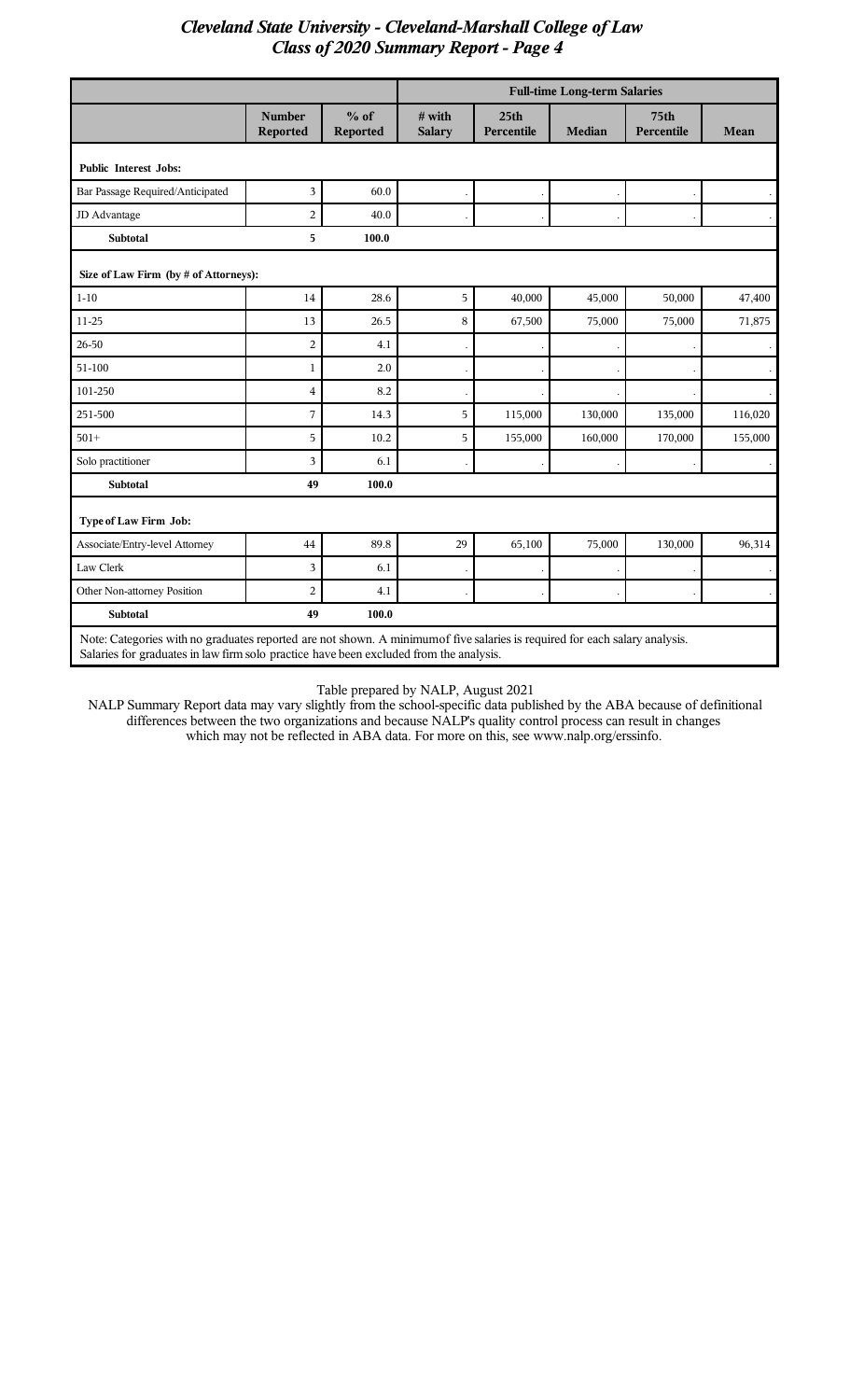# Cleveland State University - Cleveland-Marshall College of Law
## Class of 2020 Summary Report - Page 4

| | Number Reported | % of Reported | Full-time Long-term Salaries: # with Salary | 25th Percentile | Median | 75th Percentile | Mean |
|---|---|---|---|---|---|---|---|
| **Public Interest Jobs:** | | | | | | | |
| Bar Passage Required/Anticipated | 3 | 60.0 | . | . | . | . | . |
| JD Advantage | 2 | 40.0 | . | . | . | . | . |
| **Subtotal** | **5** | **100.0** | | | | | |
| **Size of Law Firm (by # of Attorneys):** | | | | | | | |
| 1-10 | 14 | 28.6 | 5 | 40,000 | 45,000 | 50,000 | 47,400 |
| 11-25 | 13 | 26.5 | 8 | 67,500 | 75,000 | 75,000 | 71,875 |
| 26-50 | 2 | 4.1 | . | . | . | . | . |
| 51-100 | 1 | 2.0 | . | . | . | . | . |
| 101-250 | 4 | 8.2 | . | . | . | . | . |
| 251-500 | 7 | 14.3 | 5 | 115,000 | 130,000 | 135,000 | 116,020 |
| 501+ | 5 | 10.2 | 5 | 155,000 | 160,000 | 170,000 | 155,000 |
| Solo practitioner | 3 | 6.1 | . | . | . | . | . |
| **Subtotal** | **49** | **100.0** | | | | | |
| **Type of Law Firm Job:** | | | | | | | |
| Associate/Entry-level Attorney | 44 | 89.8 | 29 | 65,100 | 75,000 | 130,000 | 96,314 |
| Law Clerk | 3 | 6.1 | . | . | . | . | . |
| Other Non-attorney Position | 2 | 4.1 | . | . | . | . | . |
| **Subtotal** | **49** | **100.0** | | | | | |

Note: Categories with no graduates reported are not shown. A minimum of five salaries is required for each salary analysis. Salaries for graduates in law firm solo practice have been excluded from the analysis.

Table prepared by NALP, August 2021

NALP Summary Report data may vary slightly from the school-specific data published by the ABA because of definitional differences between the two organizations and because NALP's quality control process can result in changes which may not be reflected in ABA data. For more on this, see www.nalp.org/erssinfo.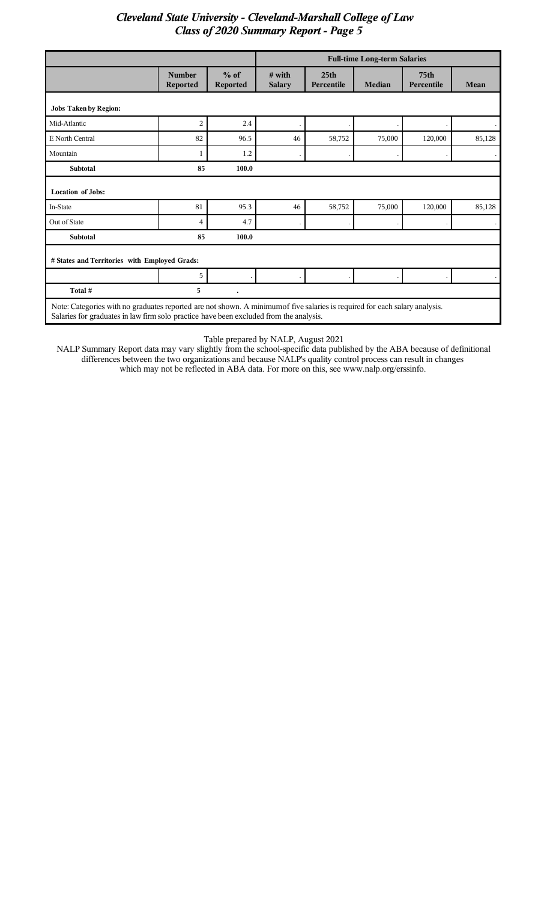# Cleveland State University - Cleveland-Marshall College of Law
## Class of 2020 Summary Report - Page 5

| | | | Full-time Long-term Salaries | | | | |
|---|---|---|---|---|---|---|---|
| | **Number Reported** | **% of Reported** | **# with Salary** | **25th Percentile** | **Median** | **75th Percentile** | **Mean** |
| **Jobs Taken by Region:** | | | | | | | |
| Mid-Atlantic | 2 | 2.4 | . | . | . | . | . |
| E North Central | 82 | 96.5 | 46 | 58,752 | 75,000 | 120,000 | 85,128 |
| Mountain | 1 | 1.2 | . | . | . | . | . |
| **Subtotal** | **85** | **100.0** | | | | | |
| **Location of Jobs:** | | | | | | | |
| In-State | 81 | 95.3 | 46 | 58,752 | 75,000 | 120,000 | 85,128 |
| Out of State | 4 | 4.7 | . | . | . | . | . |
| **Subtotal** | **85** | **100.0** | | | | | |
| **# States and Territories with Employed Grads:** | | | | | | | |
| | 5 | . | . | . | . | . | . |
| **Total #** | **5** | **.** | | | | | |

Note: Categories with no graduates reported are not shown. A minimum of five salaries is required for each salary analysis. Salaries for graduates in law firm solo practice have been excluded from the analysis.

Table prepared by NALP, August 2021

NALP Summary Report data may vary slightly from the school-specific data published by the ABA because of definitional differences between the two organizations and because NALP's quality control process can result in changes which may not be reflected in ABA data. For more on this, see www.nalp.org/erssinfo.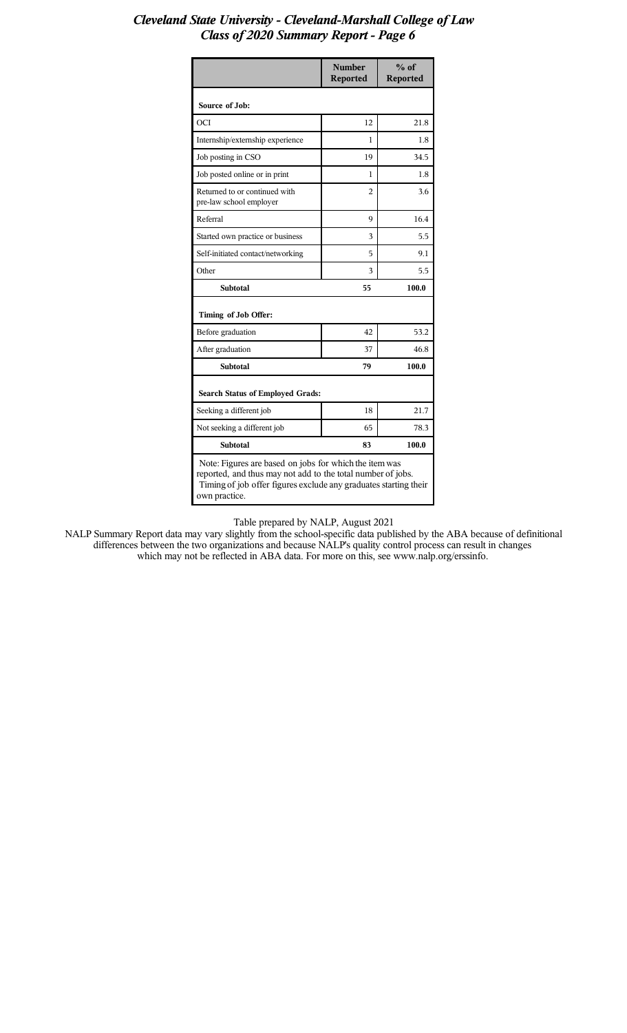# *Cleveland State University - Cleveland-Marshall College of Law*
## *Class of 2020 Summary Report - Page 6*

| | Number Reported | % of Reported |
|---|---|---|
| **Source of Job:** | | |
| OCI | 12 | 21.8 |
| Internship/externship experience | 1 | 1.8 |
| Job posting in CSO | 19 | 34.5 |
| Job posted online or in print | 1 | 1.8 |
| Returned to or continued with pre-law school employer | 2 | 3.6 |
| Referral | 9 | 16.4 |
| Started own practice or business | 3 | 5.5 |
| Self-initiated contact/networking | 5 | 9.1 |
| Other | 3 | 5.5 |
| **Subtotal** | **55** | **100.0** |
| **Timing of Job Offer:** | | |
| Before graduation | 42 | 53.2 |
| After graduation | 37 | 46.8 |
| **Subtotal** | **79** | **100.0** |
| **Search Status of Employed Grads:** | | |
| Seeking a different job | 18 | 21.7 |
| Not seeking a different job | 65 | 78.3 |
| **Subtotal** | **83** | **100.0** |

Note: Figures are based on jobs for which the item was reported, and thus may not add to the total number of jobs. Timing of job offer figures exclude any graduates starting their own practice.

Table prepared by NALP, August 2021

NALP Summary Report data may vary slightly from the school-specific data published by the ABA because of definitional differences between the two organizations and because NALP's quality control process can result in changes which may not be reflected in ABA data. For more on this, see www.nalp.org/erssinfo.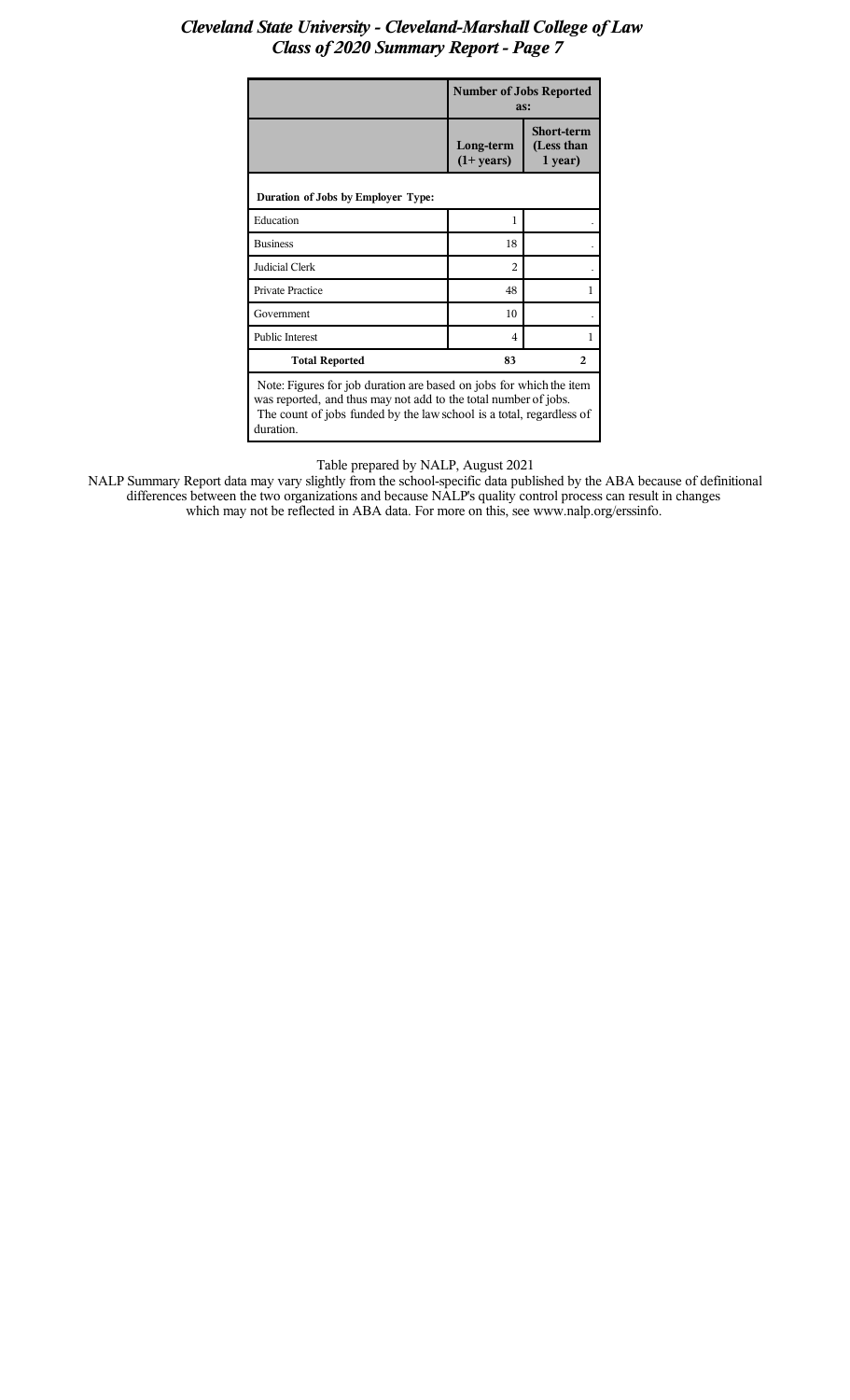# Cleveland State University - Cleveland-Marshall College of Law
## Class of 2020 Summary Report - Page 7

| | Number of Jobs Reported as: | |
|---|---|---|
| | Long-term (1+ years) | Short-term (Less than 1 year) |
| **Duration of Jobs by Employer Type:** | | |
| Education | 1 | . |
| Business | 18 | . |
| Judicial Clerk | 2 | . |
| Private Practice | 48 | 1 |
| Government | 10 | . |
| Public Interest | 4 | 1 |
| **Total Reported** | **83** | **2** |

Note: Figures for job duration are based on jobs for which the item was reported, and thus may not add to the total number of jobs. The count of jobs funded by the law school is a total, regardless of duration.

Table prepared by NALP, August 2021

NALP Summary Report data may vary slightly from the school-specific data published by the ABA because of definitional differences between the two organizations and because NALP's quality control process can result in changes which may not be reflected in ABA data. For more on this, see www.nalp.org/erssinfo.